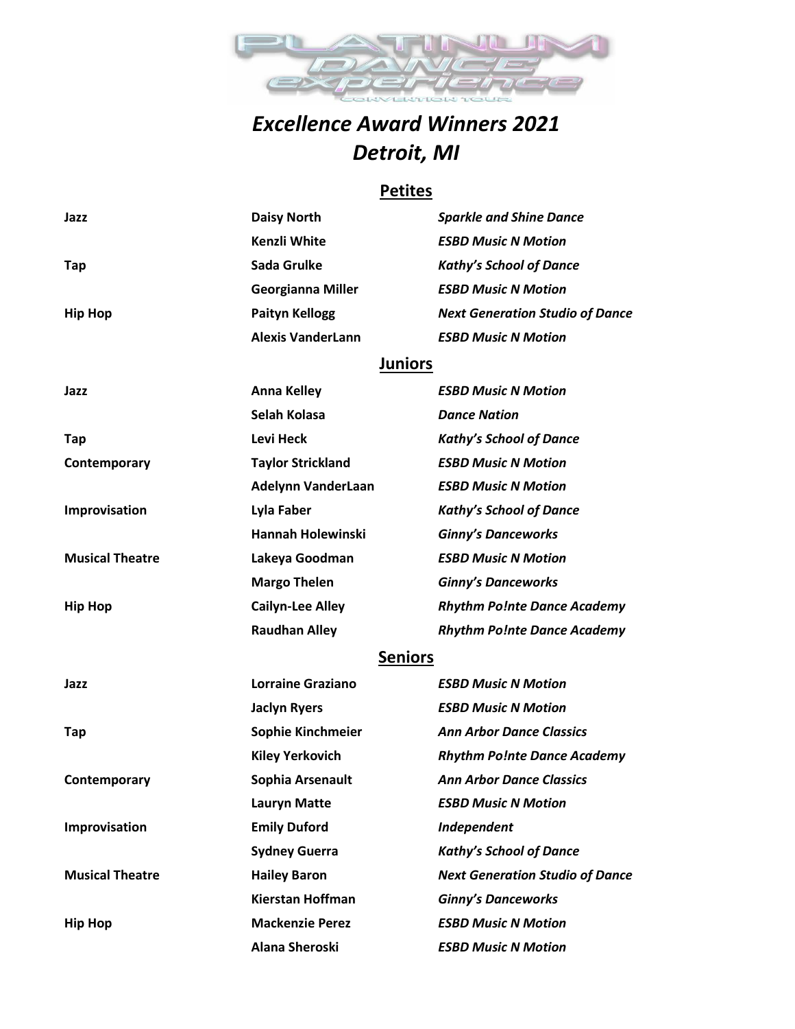# Excellence Award Winners 2021
## Detroit, MI

### Petites

| | | |
|---|---|---|
| **Jazz** | **Daisy North** | ***Sparkle and Shine Dance*** |
| | **Kenzli White** | ***ESBD Music N Motion*** |
| **Tap** | **Sada Grulke** | ***Kathy's School of Dance*** |
| | **Georgianna Miller** | ***ESBD Music N Motion*** |
| **Hip Hop** | **Paityn Kellogg** | ***Next Generation Studio of Dance*** |
| | **Alexis VanderLann** | ***ESBD Music N Motion*** |

### Juniors

| | | |
|---|---|---|
| **Jazz** | **Anna Kelley** | ***ESBD Music N Motion*** |
| | **Selah Kolasa** | ***Dance Nation*** |
| **Tap** | **Levi Heck** | ***Kathy's School of Dance*** |
| **Contemporary** | **Taylor Strickland** | ***ESBD Music N Motion*** |
| | **Adelynn VanderLaan** | ***ESBD Music N Motion*** |
| **Improvisation** | **Lyla Faber** | ***Kathy's School of Dance*** |
| | **Hannah Holewinski** | ***Ginny's Danceworks*** |
| **Musical Theatre** | **Lakeya Goodman** | ***ESBD Music N Motion*** |
| | **Margo Thelen** | ***Ginny's Danceworks*** |
| **Hip Hop** | **Cailyn-Lee Alley** | ***Rhythm Po!nte Dance Academy*** |
| | **Raudhan Alley** | ***Rhythm Po!nte Dance Academy*** |

### Seniors

| | | |
|---|---|---|
| **Jazz** | **Lorraine Graziano** | ***ESBD Music N Motion*** |
| | **Jaclyn Ryers** | ***ESBD Music N Motion*** |
| **Tap** | **Sophie Kinchmeier** | ***Ann Arbor Dance Classics*** |
| | **Kiley Yerkovich** | ***Rhythm Po!nte Dance Academy*** |
| **Contemporary** | **Sophia Arsenault** | ***Ann Arbor Dance Classics*** |
| | **Lauryn Matte** | ***ESBD Music N Motion*** |
| **Improvisation** | **Emily Duford** | ***Independent*** |
| | **Sydney Guerra** | ***Kathy's School of Dance*** |
| **Musical Theatre** | **Hailey Baron** | ***Next Generation Studio of Dance*** |
| | **Kierstan Hoffman** | ***Ginny's Danceworks*** |
| **Hip Hop** | **Mackenzie Perez** | ***ESBD Music N Motion*** |
| | **Alana Sheroski** | ***ESBD Music N Motion*** |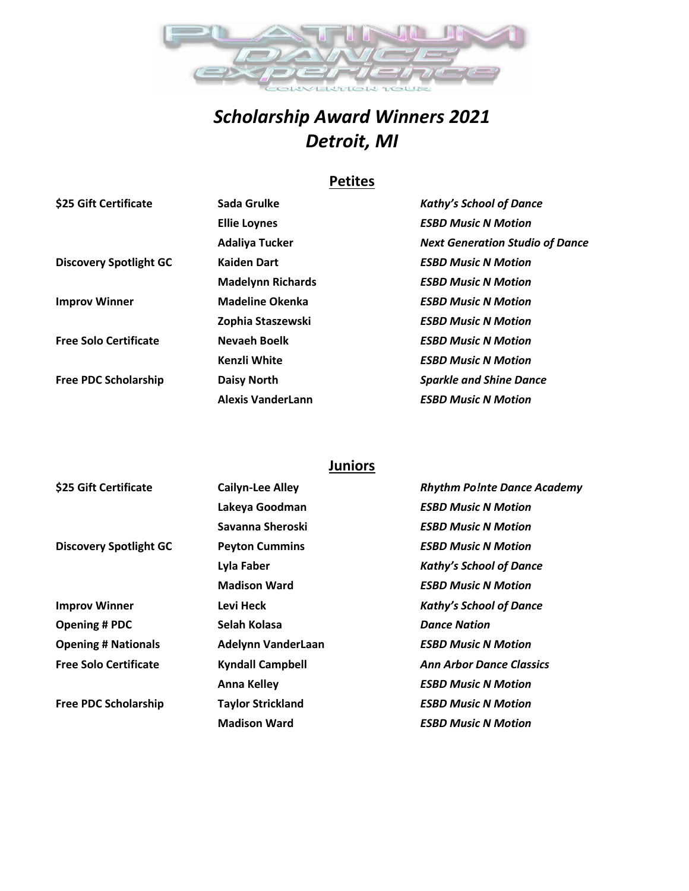# *Scholarship Award Winners 2021*
# *Detroit, MI*

## Petites

| | | |
|---|---|---|
| **$25 Gift Certificate** | **Sada Grulke** | ***Kathy's School of Dance*** |
| | **Ellie Loynes** | ***ESBD Music N Motion*** |
| | **Adaliya Tucker** | ***Next Generation Studio of Dance*** |
| **Discovery Spotlight GC** | **Kaiden Dart** | ***ESBD Music N Motion*** |
| | **Madelynn Richards** | ***ESBD Music N Motion*** |
| **Improv Winner** | **Madeline Okenka** | ***ESBD Music N Motion*** |
| | **Zophia Staszewski** | ***ESBD Music N Motion*** |
| **Free Solo Certificate** | **Nevaeh Boelk** | ***ESBD Music N Motion*** |
| | **Kenzli White** | ***ESBD Music N Motion*** |
| **Free PDC Scholarship** | **Daisy North** | ***Sparkle and Shine Dance*** |
| | **Alexis VanderLann** | ***ESBD Music N Motion*** |

## Juniors

| | | |
|---|---|---|
| **$25 Gift Certificate** | **Cailyn-Lee Alley** | ***Rhythm Po!nte Dance Academy*** |
| | **Lakeya Goodman** | ***ESBD Music N Motion*** |
| | **Savanna Sheroski** | ***ESBD Music N Motion*** |
| **Discovery Spotlight GC** | **Peyton Cummins** | ***ESBD Music N Motion*** |
| | **Lyla Faber** | ***Kathy's School of Dance*** |
| | **Madison Ward** | ***ESBD Music N Motion*** |
| **Improv Winner** | **Levi Heck** | ***Kathy's School of Dance*** |
| **Opening # PDC** | **Selah Kolasa** | ***Dance Nation*** |
| **Opening # Nationals** | **Adelynn VanderLaan** | ***ESBD Music N Motion*** |
| **Free Solo Certificate** | **Kyndall Campbell** | ***Ann Arbor Dance Classics*** |
| | **Anna Kelley** | ***ESBD Music N Motion*** |
| **Free PDC Scholarship** | **Taylor Strickland** | ***ESBD Music N Motion*** |
| | **Madison Ward** | ***ESBD Music N Motion*** |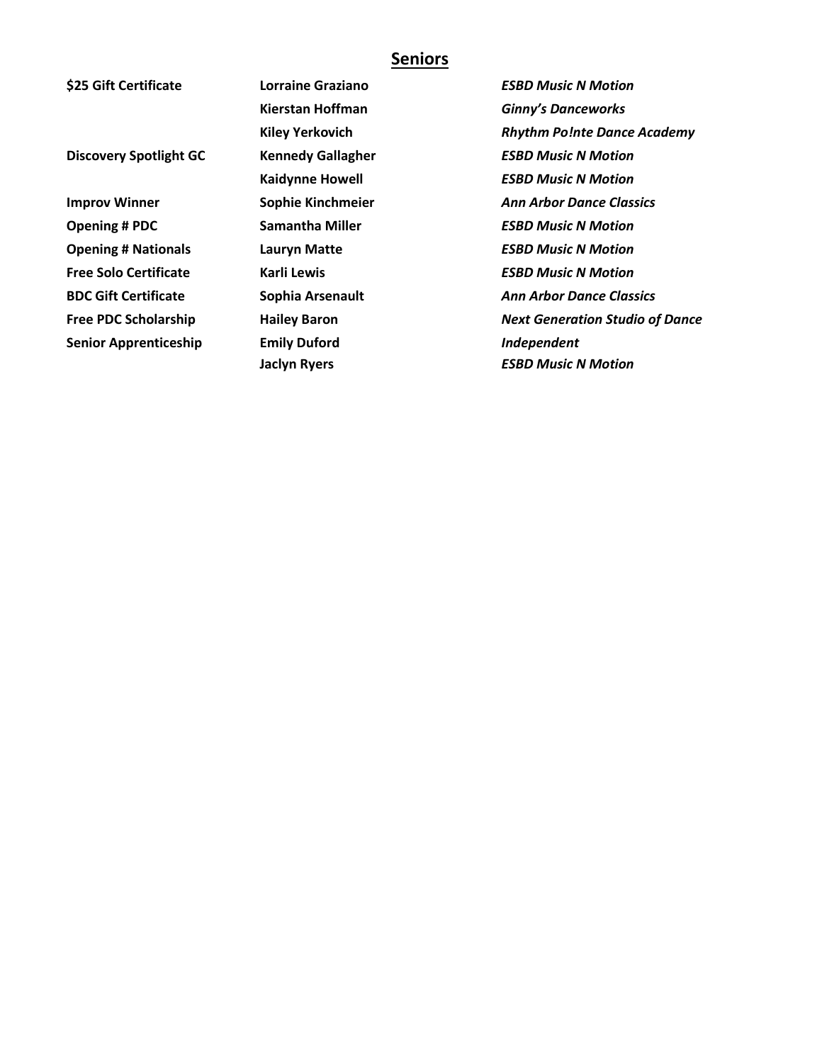## Seniors

| | | |
|---|---|---|
| **$25 Gift Certificate** | **Lorraine Graziano** | ***ESBD Music N Motion*** |
| | **Kierstan Hoffman** | ***Ginny's Danceworks*** |
| | **Kiley Yerkovich** | ***Rhythm Po!nte Dance Academy*** |
| **Discovery Spotlight GC** | **Kennedy Gallagher** | ***ESBD Music N Motion*** |
| | **Kaidynne Howell** | ***ESBD Music N Motion*** |
| **Improv Winner** | **Sophie Kinchmeier** | ***Ann Arbor Dance Classics*** |
| **Opening # PDC** | **Samantha Miller** | ***ESBD Music N Motion*** |
| **Opening # Nationals** | **Lauryn Matte** | ***ESBD Music N Motion*** |
| **Free Solo Certificate** | **Karli Lewis** | ***ESBD Music N Motion*** |
| **BDC Gift Certificate** | **Sophia Arsenault** | ***Ann Arbor Dance Classics*** |
| **Free PDC Scholarship** | **Hailey Baron** | ***Next Generation Studio of Dance*** |
| **Senior Apprenticeship** | **Emily Duford** | ***Independent*** |
| | **Jaclyn Ryers** | ***ESBD Music N Motion*** |